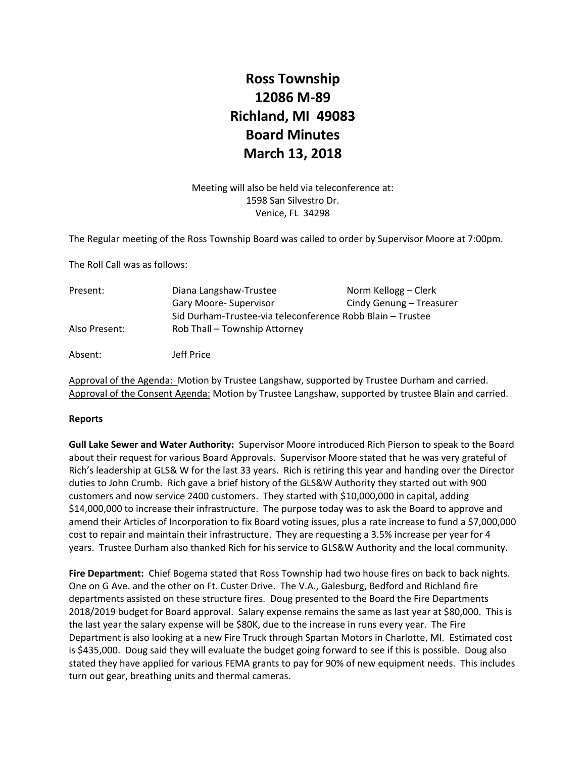# Ross Township
# 12086 M-89
# Richland, MI 49083
# Board Minutes
# March 13, 2018

Meeting will also be held via teleconference at:
1598 San Silvestro Dr.
Venice, FL 34298

The Regular meeting of the Ross Township Board was called to order by Supervisor Moore at 7:00pm.

The Roll Call was as follows:

| | | |
|---|---|---|
| Present: | Diana Langshaw-Trustee | Norm Kellogg – Clerk |
| | Gary Moore- Supervisor | Cindy Genung – Treasurer |
| | Sid Durham-Trustee-via teleconference | Robb Blain – Trustee |
| Also Present: | Rob Thall – Township Attorney | |
| Absent: | Jeff Price | |

Approval of the Agenda: Motion by Trustee Langshaw, supported by Trustee Durham and carried.
Approval of the Consent Agenda: Motion by Trustee Langshaw, supported by trustee Blain and carried.

**Reports**

**Gull Lake Sewer and Water Authority:** Supervisor Moore introduced Rich Pierson to speak to the Board about their request for various Board Approvals. Supervisor Moore stated that he was very grateful of Rich's leadership at GLS& W for the last 33 years. Rich is retiring this year and handing over the Director duties to John Crumb. Rich gave a brief history of the GLS&W Authority they started out with 900 customers and now service 2400 customers. They started with $10,000,000 in capital, adding $14,000,000 to increase their infrastructure. The purpose today was to ask the Board to approve and amend their Articles of Incorporation to fix Board voting issues, plus a rate increase to fund a $7,000,000 cost to repair and maintain their infrastructure. They are requesting a 3.5% increase per year for 4 years. Trustee Durham also thanked Rich for his service to GLS&W Authority and the local community.

**Fire Department:** Chief Bogema stated that Ross Township had two house fires on back to back nights. One on G Ave. and the other on Ft. Custer Drive. The V.A., Galesburg, Bedford and Richland fire departments assisted on these structure fires. Doug presented to the Board the Fire Departments 2018/2019 budget for Board approval. Salary expense remains the same as last year at $80,000. This is the last year the salary expense will be $80K, due to the increase in runs every year. The Fire Department is also looking at a new Fire Truck through Spartan Motors in Charlotte, MI. Estimated cost is $435,000. Doug said they will evaluate the budget going forward to see if this is possible. Doug also stated they have applied for various FEMA grants to pay for 90% of new equipment needs. This includes turn out gear, breathing units and thermal cameras.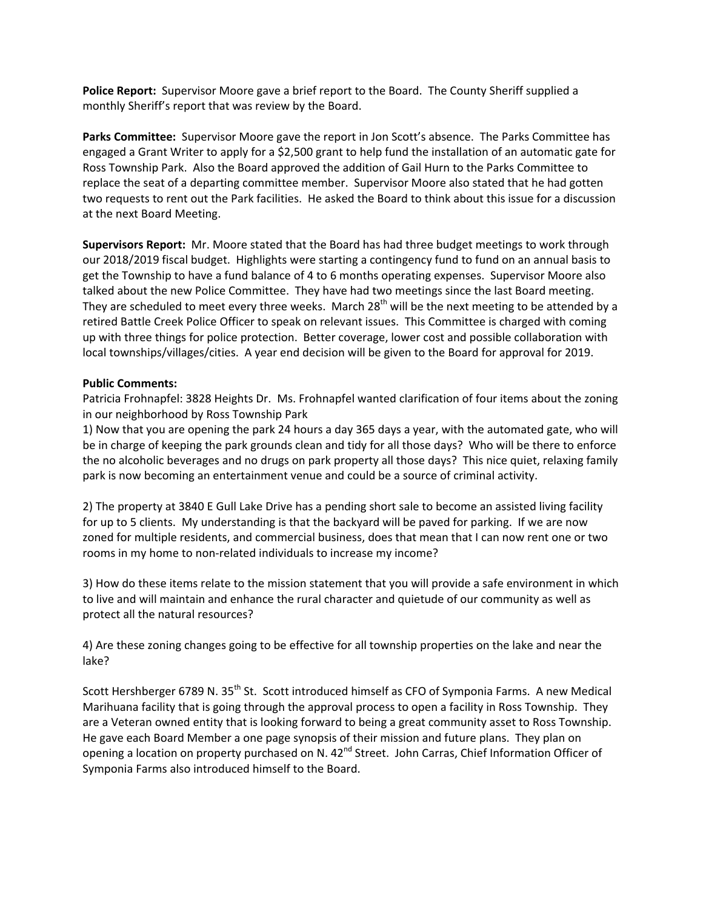**Police Report:** Supervisor Moore gave a brief report to the Board. The County Sheriff supplied a monthly Sheriff's report that was review by the Board.

**Parks Committee:** Supervisor Moore gave the report in Jon Scott's absence. The Parks Committee has engaged a Grant Writer to apply for a $2,500 grant to help fund the installation of an automatic gate for Ross Township Park. Also the Board approved the addition of Gail Hurn to the Parks Committee to replace the seat of a departing committee member. Supervisor Moore also stated that he had gotten two requests to rent out the Park facilities. He asked the Board to think about this issue for a discussion at the next Board Meeting.

**Supervisors Report:** Mr. Moore stated that the Board has had three budget meetings to work through our 2018/2019 fiscal budget. Highlights were starting a contingency fund to fund on an annual basis to get the Township to have a fund balance of 4 to 6 months operating expenses. Supervisor Moore also talked about the new Police Committee. They have had two meetings since the last Board meeting. They are scheduled to meet every three weeks. March 28th will be the next meeting to be attended by a retired Battle Creek Police Officer to speak on relevant issues. This Committee is charged with coming up with three things for police protection. Better coverage, lower cost and possible collaboration with local townships/villages/cities. A year end decision will be given to the Board for approval for 2019.

**Public Comments:**

Patricia Frohnapfel: 3828 Heights Dr. Ms. Frohnapfel wanted clarification of four items about the zoning in our neighborhood by Ross Township Park

1) Now that you are opening the park 24 hours a day 365 days a year, with the automated gate, who will be in charge of keeping the park grounds clean and tidy for all those days? Who will be there to enforce the no alcoholic beverages and no drugs on park property all those days? This nice quiet, relaxing family park is now becoming an entertainment venue and could be a source of criminal activity.

2) The property at 3840 E Gull Lake Drive has a pending short sale to become an assisted living facility for up to 5 clients. My understanding is that the backyard will be paved for parking. If we are now zoned for multiple residents, and commercial business, does that mean that I can now rent one or two rooms in my home to non-related individuals to increase my income?

3) How do these items relate to the mission statement that you will provide a safe environment in which to live and will maintain and enhance the rural character and quietude of our community as well as protect all the natural resources?

4) Are these zoning changes going to be effective for all township properties on the lake and near the lake?

Scott Hershberger 6789 N. 35th St. Scott introduced himself as CFO of Symponia Farms. A new Medical Marihuana facility that is going through the approval process to open a facility in Ross Township. They are a Veteran owned entity that is looking forward to being a great community asset to Ross Township. He gave each Board Member a one page synopsis of their mission and future plans. They plan on opening a location on property purchased on N. 42nd Street. John Carras, Chief Information Officer of Symponia Farms also introduced himself to the Board.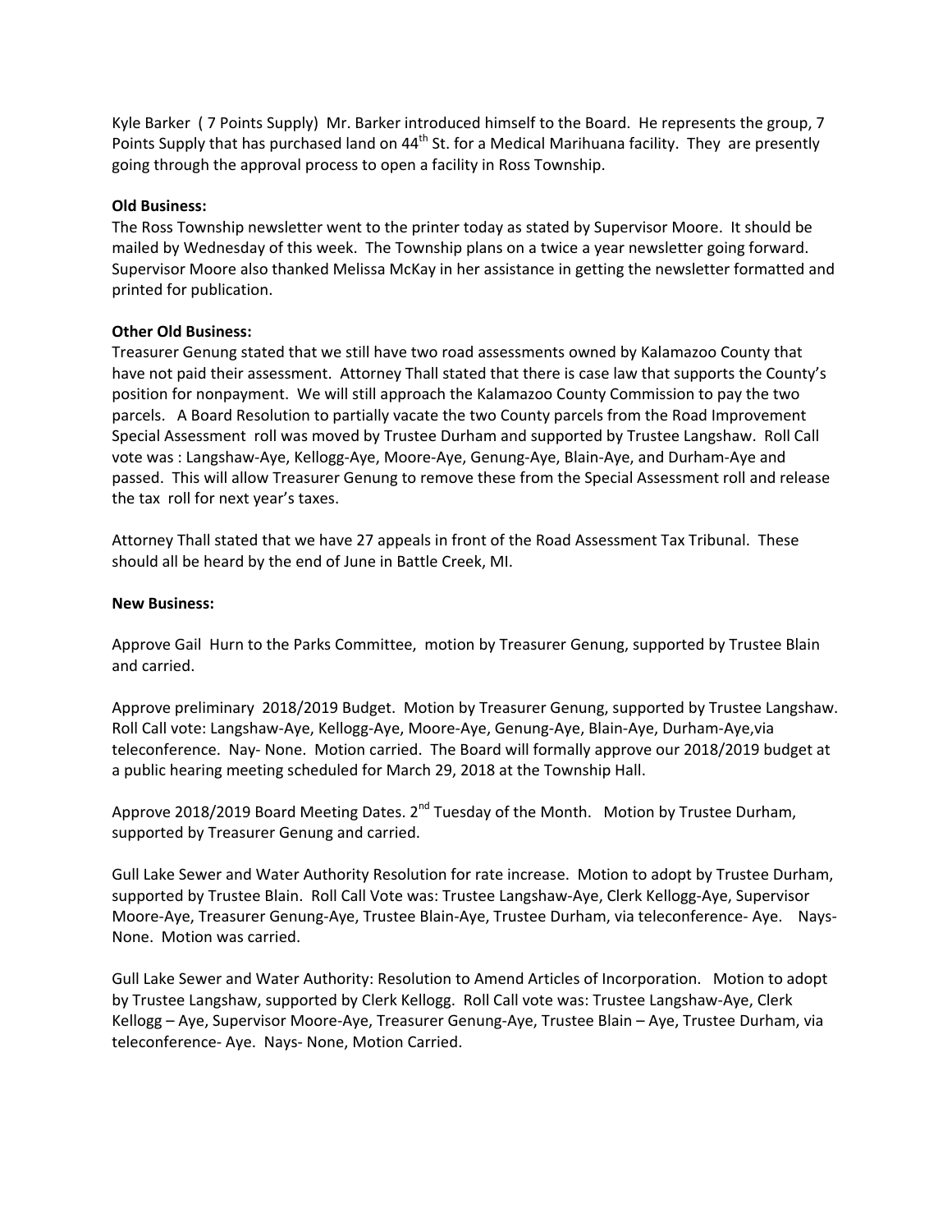Kyle Barker ( 7 Points Supply) Mr. Barker introduced himself to the Board. He represents the group, 7 Points Supply that has purchased land on 44th St. for a Medical Marihuana facility. They are presently going through the approval process to open a facility in Ross Township.

**Old Business:**

The Ross Township newsletter went to the printer today as stated by Supervisor Moore. It should be mailed by Wednesday of this week. The Township plans on a twice a year newsletter going forward. Supervisor Moore also thanked Melissa McKay in her assistance in getting the newsletter formatted and printed for publication.

**Other Old Business:**

Treasurer Genung stated that we still have two road assessments owned by Kalamazoo County that have not paid their assessment. Attorney Thall stated that there is case law that supports the County's position for nonpayment. We will still approach the Kalamazoo County Commission to pay the two parcels. A Board Resolution to partially vacate the two County parcels from the Road Improvement Special Assessment roll was moved by Trustee Durham and supported by Trustee Langshaw. Roll Call vote was : Langshaw-Aye, Kellogg-Aye, Moore-Aye, Genung-Aye, Blain-Aye, and Durham-Aye and passed. This will allow Treasurer Genung to remove these from the Special Assessment roll and release the tax roll for next year's taxes.

Attorney Thall stated that we have 27 appeals in front of the Road Assessment Tax Tribunal. These should all be heard by the end of June in Battle Creek, MI.

**New Business:**

Approve Gail Hurn to the Parks Committee, motion by Treasurer Genung, supported by Trustee Blain and carried.

Approve preliminary 2018/2019 Budget. Motion by Treasurer Genung, supported by Trustee Langshaw. Roll Call vote: Langshaw-Aye, Kellogg-Aye, Moore-Aye, Genung-Aye, Blain-Aye, Durham-Aye,via teleconference. Nay- None. Motion carried. The Board will formally approve our 2018/2019 budget at a public hearing meeting scheduled for March 29, 2018 at the Township Hall.

Approve 2018/2019 Board Meeting Dates. 2nd Tuesday of the Month. Motion by Trustee Durham, supported by Treasurer Genung and carried.

Gull Lake Sewer and Water Authority Resolution for rate increase. Motion to adopt by Trustee Durham, supported by Trustee Blain. Roll Call Vote was: Trustee Langshaw-Aye, Clerk Kellogg-Aye, Supervisor Moore-Aye, Treasurer Genung-Aye, Trustee Blain-Aye, Trustee Durham, via teleconference- Aye. Nays- None. Motion was carried.

Gull Lake Sewer and Water Authority: Resolution to Amend Articles of Incorporation. Motion to adopt by Trustee Langshaw, supported by Clerk Kellogg. Roll Call vote was: Trustee Langshaw-Aye, Clerk Kellogg – Aye, Supervisor Moore-Aye, Treasurer Genung-Aye, Trustee Blain – Aye, Trustee Durham, via teleconference- Aye. Nays- None, Motion Carried.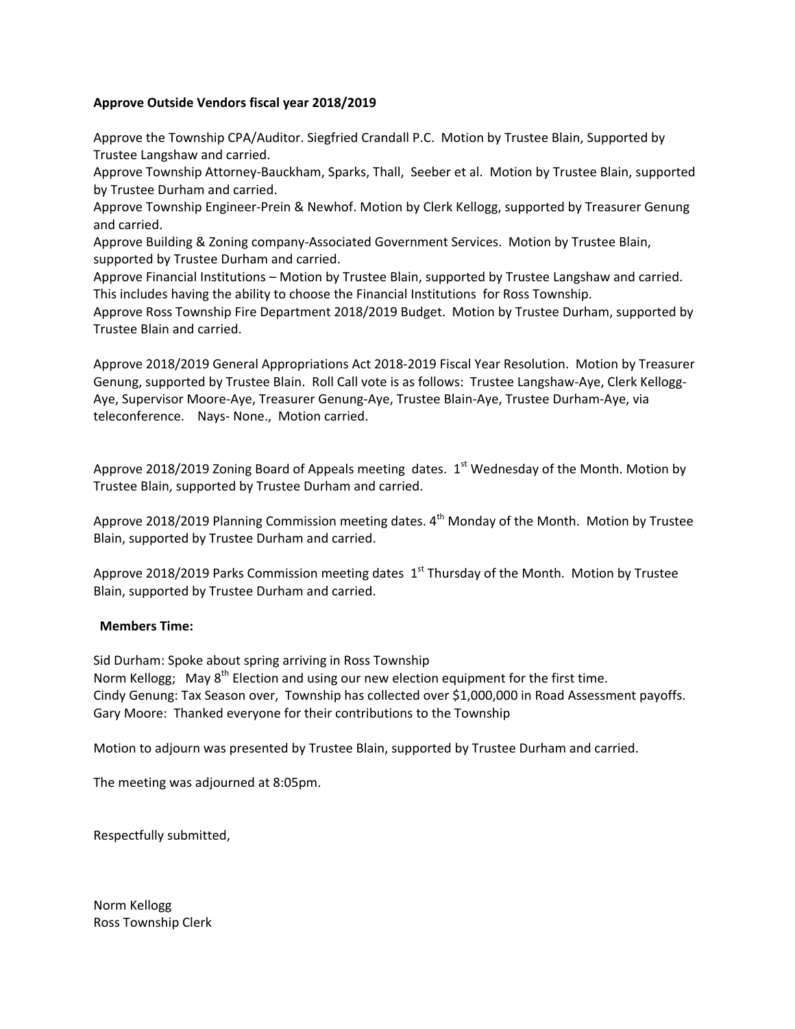**Approve Outside Vendors fiscal year 2018/2019**

Approve the Township CPA/Auditor. Siegfried Crandall P.C. Motion by Trustee Blain, Supported by Trustee Langshaw and carried.
Approve Township Attorney-Bauckham, Sparks, Thall, Seeber et al. Motion by Trustee Blain, supported by Trustee Durham and carried.
Approve Township Engineer-Prein & Newhof. Motion by Clerk Kellogg, supported by Treasurer Genung and carried.
Approve Building & Zoning company-Associated Government Services. Motion by Trustee Blain, supported by Trustee Durham and carried.
Approve Financial Institutions – Motion by Trustee Blain, supported by Trustee Langshaw and carried. This includes having the ability to choose the Financial Institutions for Ross Township.
Approve Ross Township Fire Department 2018/2019 Budget. Motion by Trustee Durham, supported by Trustee Blain and carried.

Approve 2018/2019 General Appropriations Act 2018-2019 Fiscal Year Resolution. Motion by Treasurer Genung, supported by Trustee Blain. Roll Call vote is as follows: Trustee Langshaw-Aye, Clerk Kellogg-Aye, Supervisor Moore-Aye, Treasurer Genung-Aye, Trustee Blain-Aye, Trustee Durham-Aye, via teleconference. Nays- None., Motion carried.

Approve 2018/2019 Zoning Board of Appeals meeting dates. 1st Wednesday of the Month. Motion by Trustee Blain, supported by Trustee Durham and carried.

Approve 2018/2019 Planning Commission meeting dates. 4th Monday of the Month. Motion by Trustee Blain, supported by Trustee Durham and carried.

Approve 2018/2019 Parks Commission meeting dates 1st Thursday of the Month. Motion by Trustee Blain, supported by Trustee Durham and carried.

**Members Time:**

Sid Durham: Spoke about spring arriving in Ross Township
Norm Kellogg; May 8th Election and using our new election equipment for the first time.
Cindy Genung: Tax Season over, Township has collected over $1,000,000 in Road Assessment payoffs.
Gary Moore: Thanked everyone for their contributions to the Township

Motion to adjourn was presented by Trustee Blain, supported by Trustee Durham and carried.

The meeting was adjourned at 8:05pm.

Respectfully submitted,

Norm Kellogg
Ross Township Clerk